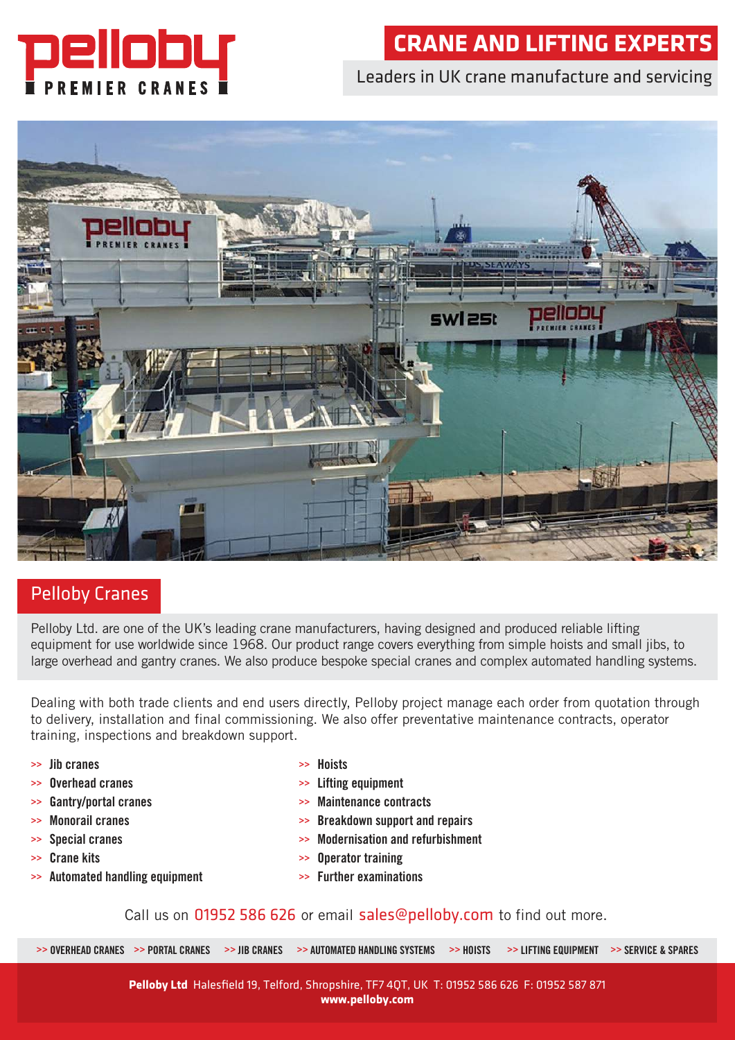# pelloby PREMIER CRANES

## CRANE AND LIFTING EXPERTS

Leaders in UK crane manufacture and servicing

## Pelloby Cranes

Pelloby Ltd. are one of the UK's leading crane manufacturers, having designed and produced reliable lifting equipment for use worldwide since 1968. Our product range covers everything from simple hoists and small jibs, to large overhead and gantry cranes. We also produce bespoke special cranes and complex automated handling systems.

Dealing with both trade clients and end users directly, Pelloby project manage each order from quotation through to delivery, installation and final commissioning. We also offer preventative maintenance contracts, operator training, inspections and breakdown support.

- >> **Jib cranes**
- >> **Overhead cranes**
- >> **Gantry/portal cranes**
- >> **Monorail cranes**
- >> **Special cranes**
- >> **Crane kits**
- >> **Automated handling equipment**
- >> **Hoists**
- >> **Lifting equipment**
- >> **Maintenance contracts**
- >> **Breakdown support and repairs**
- >> **Modernisation and refurbishment**
- >> **Operator training**
- >> **Further examinations**

Call us on 01952 586 626 or email sales@pelloby.com to find out more.

>> OVERHEAD CRANES >> PORTAL CRANES >> JIB CRANES >> AUTOMATED HANDLING SYSTEMS >> HOISTS >> LIFTING EQUIPMENT >> SERVICE & SPARES

**Pelloby Ltd** Halesfield 19, Telford, Shropshire, TF7 4QT, UK T: 01952 586 626 F: 01952 587 871
**www.pelloby.com**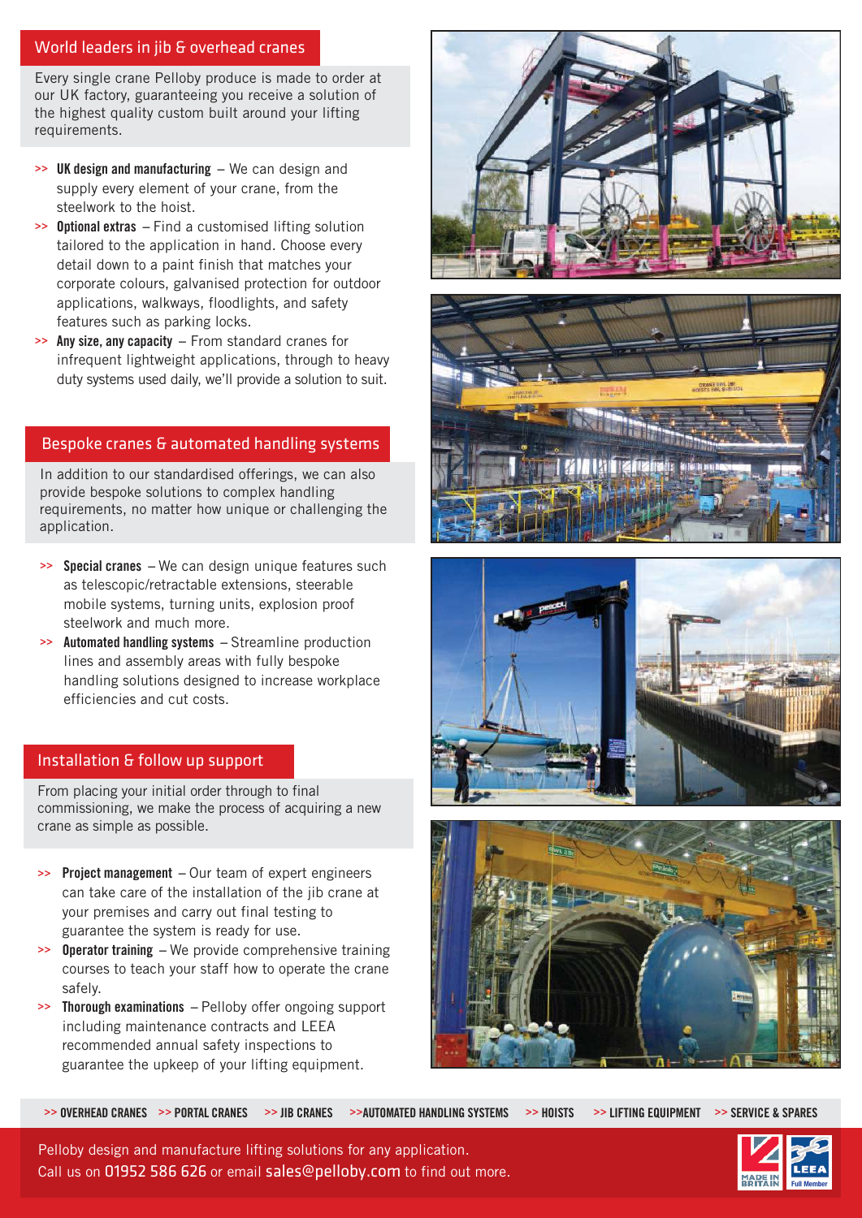## World leaders in jib & overhead cranes

Every single crane Pelloby produce is made to order at our UK factory, guaranteeing you receive a solution of the highest quality custom built around your lifting requirements.

- >> **UK design and manufacturing** – We can design and supply every element of your crane, from the steelwork to the hoist.
- >> **Optional extras** – Find a customised lifting solution tailored to the application in hand. Choose every detail down to a paint finish that matches your corporate colours, galvanised protection for outdoor applications, walkways, floodlights, and safety features such as parking locks.
- >> **Any size, any capacity** – From standard cranes for infrequent lightweight applications, through to heavy duty systems used daily, we'll provide a solution to suit.

## Bespoke cranes & automated handling systems

In addition to our standardised offerings, we can also provide bespoke solutions to complex handling requirements, no matter how unique or challenging the application.

- >> **Special cranes** – We can design unique features such as telescopic/retractable extensions, steerable mobile systems, turning units, explosion proof steelwork and much more.
- >> **Automated handling systems** – Streamline production lines and assembly areas with fully bespoke handling solutions designed to increase workplace efficiencies and cut costs.

## Installation & follow up support

From placing your initial order through to final commissioning, we make the process of acquiring a new crane as simple as possible.

- >> **Project management** – Our team of expert engineers can take care of the installation of the jib crane at your premises and carry out final testing to guarantee the system is ready for use.
- >> **Operator training** – We provide comprehensive training courses to teach your staff how to operate the crane safely.
- >> **Thorough examinations** – Pelloby offer ongoing support including maintenance contracts and LEEA recommended annual safety inspections to guarantee the upkeep of your lifting equipment.

>> OVERHEAD CRANES >> PORTAL CRANES >> JIB CRANES >> AUTOMATED HANDLING SYSTEMS >> HOISTS >> LIFTING EQUIPMENT >> SERVICE & SPARES

Pelloby design and manufacture lifting solutions for any application.
Call us on 01952 586 626 or email sales@pelloby.com to find out more.

MADE IN BRITAIN

LEEA Full Member